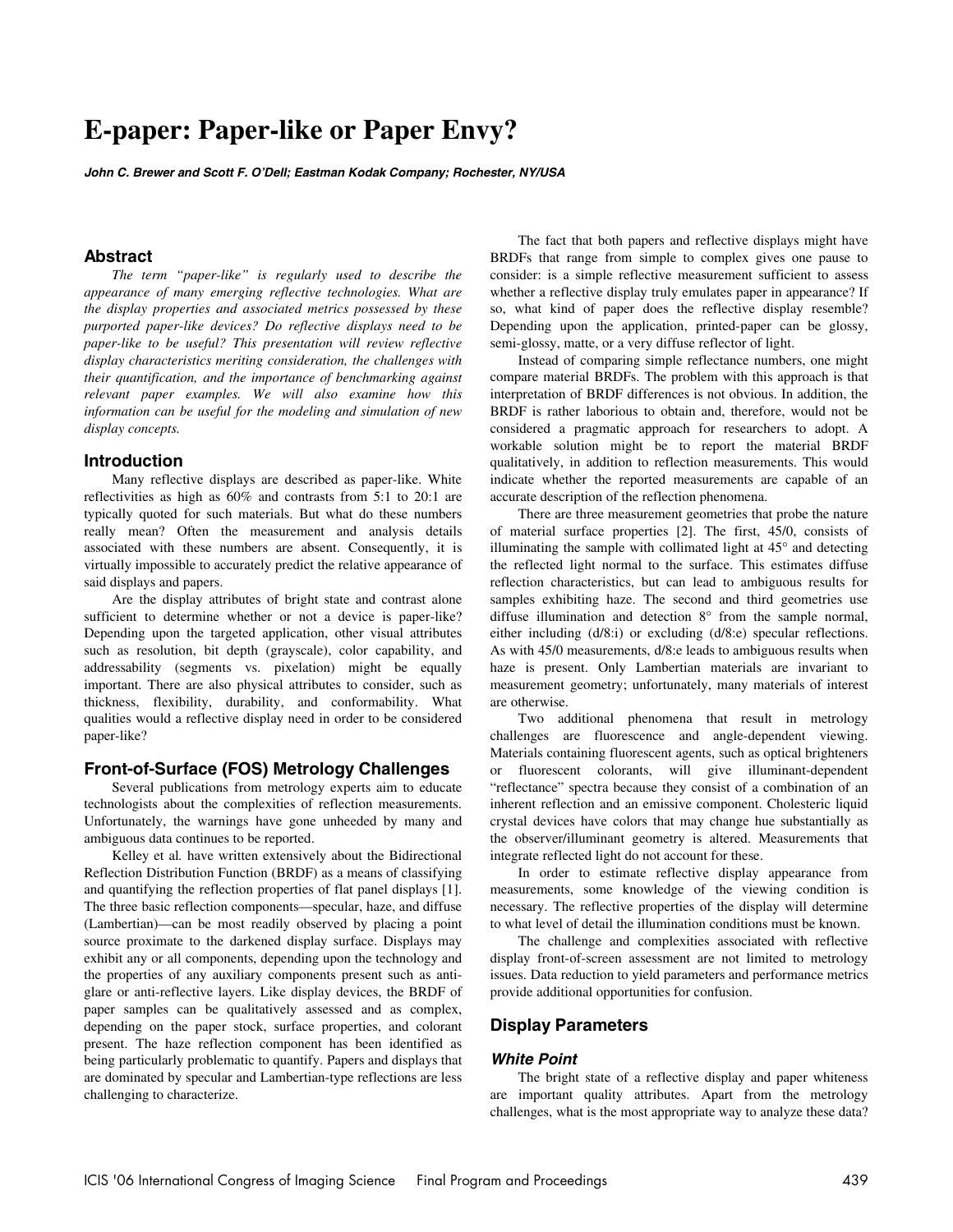# E-paper: Paper-like or Paper Envy?

***John C. Brewer and Scott F. O'Dell; Eastman Kodak Company; Rochester, NY/USA***

## Abstract

*The term "paper-like" is regularly used to describe the appearance of many emerging reflective technologies. What are the display properties and associated metrics possessed by these purported paper-like devices? Do reflective displays need to be paper-like to be useful? This presentation will review reflective display characteristics meriting consideration, the challenges with their quantification, and the importance of benchmarking against relevant paper examples. We will also examine how this information can be useful for the modeling and simulation of new display concepts.*

## Introduction

Many reflective displays are described as paper-like. White reflectivities as high as 60% and contrasts from 5:1 to 20:1 are typically quoted for such materials. But what do these numbers really mean? Often the measurement and analysis details associated with these numbers are absent. Consequently, it is virtually impossible to accurately predict the relative appearance of said displays and papers.

Are the display attributes of bright state and contrast alone sufficient to determine whether or not a device is paper-like? Depending upon the targeted application, other visual attributes such as resolution, bit depth (grayscale), color capability, and addressability (segments vs. pixelation) might be equally important. There are also physical attributes to consider, such as thickness, flexibility, durability, and conformability. What qualities would a reflective display need in order to be considered paper-like?

## Front-of-Surface (FOS) Metrology Challenges

Several publications from metrology experts aim to educate technologists about the complexities of reflection measurements. Unfortunately, the warnings have gone unheeded by many and ambiguous data continues to be reported.

Kelley et al. have written extensively about the Bidirectional Reflection Distribution Function (BRDF) as a means of classifying and quantifying the reflection properties of flat panel displays [1]. The three basic reflection components—specular, haze, and diffuse (Lambertian)—can be most readily observed by placing a point source proximate to the darkened display surface. Displays may exhibit any or all components, depending upon the technology and the properties of any auxiliary components present such as anti-glare or anti-reflective layers. Like display devices, the BRDF of paper samples can be qualitatively assessed and as complex, depending on the paper stock, surface properties, and colorant present. The haze reflection component has been identified as being particularly problematic to quantify. Papers and displays that are dominated by specular and Lambertian-type reflections are less challenging to characterize.

The fact that both papers and reflective displays might have BRDFs that range from simple to complex gives one pause to consider: is a simple reflective measurement sufficient to assess whether a reflective display truly emulates paper in appearance? If so, what kind of paper does the reflective display resemble? Depending upon the application, printed-paper can be glossy, semi-glossy, matte, or a very diffuse reflector of light.

Instead of comparing simple reflectance numbers, one might compare material BRDFs. The problem with this approach is that interpretation of BRDF differences is not obvious. In addition, the BRDF is rather laborious to obtain and, therefore, would not be considered a pragmatic approach for researchers to adopt. A workable solution might be to report the material BRDF qualitatively, in addition to reflection measurements. This would indicate whether the reported measurements are capable of an accurate description of the reflection phenomena.

There are three measurement geometries that probe the nature of material surface properties [2]. The first, 45/0, consists of illuminating the sample with collimated light at 45° and detecting the reflected light normal to the surface. This estimates diffuse reflection characteristics, but can lead to ambiguous results for samples exhibiting haze. The second and third geometries use diffuse illumination and detection 8° from the sample normal, either including (d/8:i) or excluding (d/8:e) specular reflections. As with 45/0 measurements, d/8:e leads to ambiguous results when haze is present. Only Lambertian materials are invariant to measurement geometry; unfortunately, many materials of interest are otherwise.

Two additional phenomena that result in metrology challenges are fluorescence and angle-dependent viewing. Materials containing fluorescent agents, such as optical brighteners or fluorescent colorants, will give illuminant-dependent "reflectance" spectra because they consist of a combination of an inherent reflection and an emissive component. Cholesteric liquid crystal devices have colors that may change hue substantially as the observer/illuminant geometry is altered. Measurements that integrate reflected light do not account for these.

In order to estimate reflective display appearance from measurements, some knowledge of the viewing condition is necessary. The reflective properties of the display will determine to what level of detail the illumination conditions must be known.

The challenge and complexities associated with reflective display front-of-screen assessment are not limited to metrology issues. Data reduction to yield parameters and performance metrics provide additional opportunities for confusion.

## Display Parameters

### *White Point*

The bright state of a reflective display and paper whiteness are important quality attributes. Apart from the metrology challenges, what is the most appropriate way to analyze these data?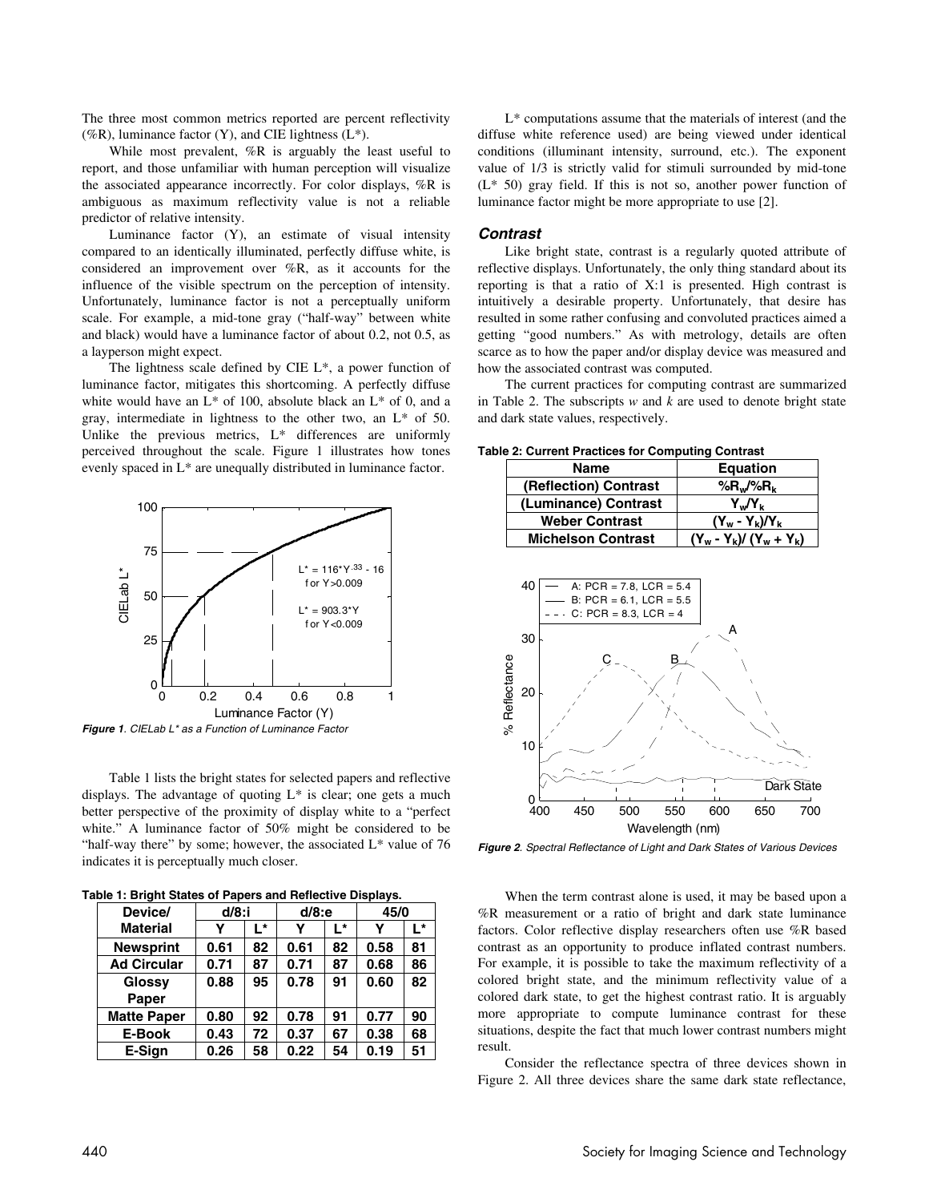The three most common metrics reported are percent reflectivity (%R), luminance factor (Y), and CIE lightness (L*).

While most prevalent, %R is arguably the least useful to report, and those unfamiliar with human perception will visualize the associated appearance incorrectly. For color displays, %R is ambiguous as maximum reflectivity value is not a reliable predictor of relative intensity.

Luminance factor (Y), an estimate of visual intensity compared to an identically illuminated, perfectly diffuse white, is considered an improvement over %R, as it accounts for the influence of the visible spectrum on the perception of intensity. Unfortunately, luminance factor is not a perceptually uniform scale. For example, a mid-tone gray ("half-way" between white and black) would have a luminance factor of about 0.2, not 0.5, as a layperson might expect.

The lightness scale defined by CIE L*, a power function of luminance factor, mitigates this shortcoming. A perfectly diffuse white would have an L* of 100, absolute black an L* of 0, and a gray, intermediate in lightness to the other two, an L* of 50. Unlike the previous metrics, L* differences are uniformly perceived throughout the scale. Figure 1 illustrates how tones evenly spaced in L* are unequally distributed in luminance factor.

***Figure 1**. CIELab L* as a Function of Luminance Factor*

Table 1 lists the bright states for selected papers and reflective displays. The advantage of quoting L* is clear; one gets a much better perspective of the proximity of display white to a "perfect white." A luminance factor of 50% might be considered to be "half-way there" by some; however, the associated L* value of 76 indicates it is perceptually much closer.

**Table 1: Bright States of Papers and Reflective Displays.**

| Device/ Material | d/8:i | | d/8:e | | 45/0 | |
|---|---|---|---|---|---|---|
| | Y | L* | Y | L* | Y | L* |
| **Newsprint** | 0.61 | 82 | 0.61 | 82 | 0.58 | 81 |
| **Ad Circular** | 0.71 | 87 | 0.71 | 87 | 0.68 | 86 |
| **Glossy Paper** | 0.88 | 95 | 0.78 | 91 | 0.60 | 82 |
| **Matte Paper** | 0.80 | 92 | 0.78 | 91 | 0.77 | 90 |
| **E-Book** | 0.43 | 72 | 0.37 | 67 | 0.38 | 68 |
| **E-Sign** | 0.26 | 58 | 0.22 | 54 | 0.19 | 51 |

L* computations assume that the materials of interest (and the diffuse white reference used) are being viewed under identical conditions (illuminant intensity, surround, etc.). The exponent value of 1/3 is strictly valid for stimuli surrounded by mid-tone (L* 50) gray field. If this is not so, another power function of luminance factor might be more appropriate to use [2].

### *Contrast*

Like bright state, contrast is a regularly quoted attribute of reflective displays. Unfortunately, the only thing standard about its reporting is that a ratio of X:1 is presented. High contrast is intuitively a desirable property. Unfortunately, that desire has resulted in some rather confusing and convoluted practices aimed a getting "good numbers." As with metrology, details are often scarce as to how the paper and/or display device was measured and how the associated contrast was computed.

The current practices for computing contrast are summarized in Table 2. The subscripts *w* and *k* are used to denote bright state and dark state values, respectively.

**Table 2: Current Practices for Computing Contrast**

| Name | Equation |
|---|---|
| **(Reflection) Contrast** | $\%R_w/\%R_k$ |
| **(Luminance) Contrast** | $Y_w/Y_k$ |
| **Weber Contrast** | $(Y_w - Y_k)/Y_k$ |
| **Michelson Contrast** | $(Y_w - Y_k)/(Y_w + Y_k)$ |

***Figure 2**. Spectral Reflectance of Light and Dark States of Various Devices*

When the term contrast alone is used, it may be based upon a %R measurement or a ratio of bright and dark state luminance factors. Color reflective display researchers often use %R based contrast as an opportunity to produce inflated contrast numbers. For example, it is possible to take the maximum reflectivity of a colored bright state, and the minimum reflectivity value of a colored dark state, to get the highest contrast ratio. It is arguably more appropriate to compute luminance contrast for these situations, despite the fact that much lower contrast numbers might result.

Consider the reflectance spectra of three devices shown in Figure 2. All three devices share the same dark state reflectance,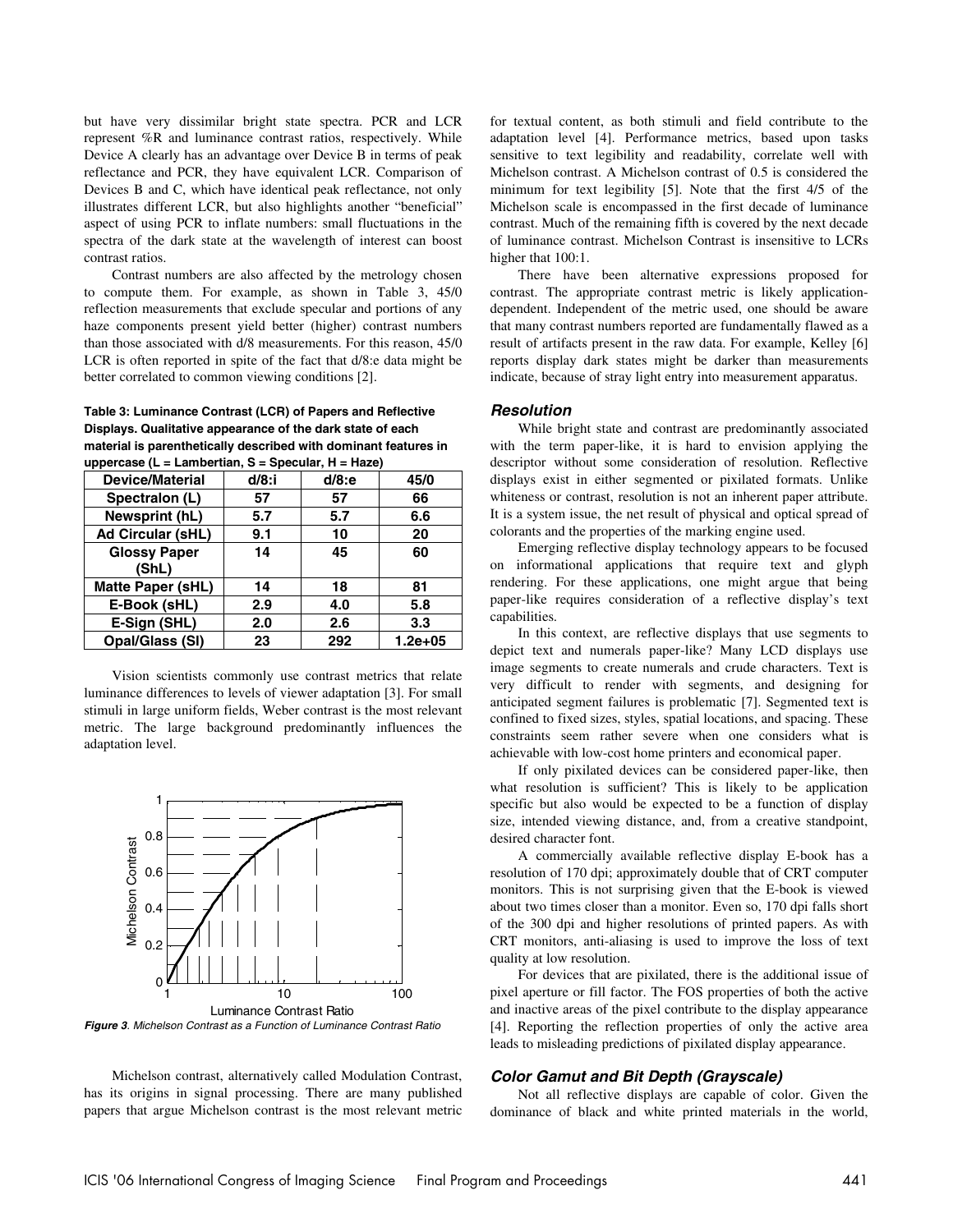but have very dissimilar bright state spectra. PCR and LCR represent %R and luminance contrast ratios, respectively. While Device A clearly has an advantage over Device B in terms of peak reflectance and PCR, they have equivalent LCR. Comparison of Devices B and C, which have identical peak reflectance, not only illustrates different LCR, but also highlights another "beneficial" aspect of using PCR to inflate numbers: small fluctuations in the spectra of the dark state at the wavelength of interest can boost contrast ratios.

Contrast numbers are also affected by the metrology chosen to compute them. For example, as shown in Table 3, 45/0 reflection measurements that exclude specular and portions of any haze components present yield better (higher) contrast numbers than those associated with d/8 measurements. For this reason, 45/0 LCR is often reported in spite of the fact that d/8:e data might be better correlated to common viewing conditions [2].

**Table 3: Luminance Contrast (LCR) of Papers and Reflective Displays. Qualitative appearance of the dark state of each material is parenthetically described with dominant features in uppercase (L = Lambertian, S = Specular, H = Haze)**

| Device/Material | d/8:i | d/8:e | 45/0 |
|---|---|---|---|
| Spectralon (L) | 57 | 57 | 66 |
| Newsprint (hL) | 5.7 | 5.7 | 6.6 |
| Ad Circular (sHL) | 9.1 | 10 | 20 |
| Glossy Paper (ShL) | 14 | 45 | 60 |
| Matte Paper (sHL) | 14 | 18 | 81 |
| E-Book (sHL) | 2.9 | 4.0 | 5.8 |
| E-Sign (SHL) | 2.0 | 2.6 | 3.3 |
| Opal/Glass (Sl) | 23 | 292 | 1.2e+05 |

Vision scientists commonly use contrast metrics that relate luminance differences to levels of viewer adaptation [3]. For small stimuli in large uniform fields, Weber contrast is the most relevant metric. The large background predominantly influences the adaptation level.

***Figure 3**. Michelson Contrast as a Function of Luminance Contrast Ratio*

Michelson contrast, alternatively called Modulation Contrast, has its origins in signal processing. There are many published papers that argue Michelson contrast is the most relevant metric for textual content, as both stimuli and field contribute to the adaptation level [4]. Performance metrics, based upon tasks sensitive to text legibility and readability, correlate well with Michelson contrast. A Michelson contrast of 0.5 is considered the minimum for text legibility [5]. Note that the first 4/5 of the Michelson scale is encompassed in the first decade of luminance contrast. Much of the remaining fifth is covered by the next decade of luminance contrast. Michelson Contrast is insensitive to LCRs higher that 100:1.

There have been alternative expressions proposed for contrast. The appropriate contrast metric is likely application-dependent. Independent of the metric used, one should be aware that many contrast numbers reported are fundamentally flawed as a result of artifacts present in the raw data. For example, Kelley [6] reports display dark states might be darker than measurements indicate, because of stray light entry into measurement apparatus.

### *Resolution*

While bright state and contrast are predominantly associated with the term paper-like, it is hard to envision applying the descriptor without some consideration of resolution. Reflective displays exist in either segmented or pixilated formats. Unlike whiteness or contrast, resolution is not an inherent paper attribute. It is a system issue, the net result of physical and optical spread of colorants and the properties of the marking engine used.

Emerging reflective display technology appears to be focused on informational applications that require text and glyph rendering. For these applications, one might argue that being paper-like requires consideration of a reflective display's text capabilities.

In this context, are reflective displays that use segments to depict text and numerals paper-like? Many LCD displays use image segments to create numerals and crude characters. Text is very difficult to render with segments, and designing for anticipated segment failures is problematic [7]. Segmented text is confined to fixed sizes, styles, spatial locations, and spacing. These constraints seem rather severe when one considers what is achievable with low-cost home printers and economical paper.

If only pixilated devices can be considered paper-like, then what resolution is sufficient? This is likely to be application specific but also would be expected to be a function of display size, intended viewing distance, and, from a creative standpoint, desired character font.

A commercially available reflective display E-book has a resolution of 170 dpi; approximately double that of CRT computer monitors. This is not surprising given that the E-book is viewed about two times closer than a monitor. Even so, 170 dpi falls short of the 300 dpi and higher resolutions of printed papers. As with CRT monitors, anti-aliasing is used to improve the loss of text quality at low resolution.

For devices that are pixilated, there is the additional issue of pixel aperture or fill factor. The FOS properties of both the active and inactive areas of the pixel contribute to the display appearance [4]. Reporting the reflection properties of only the active area leads to misleading predictions of pixilated display appearance.

### *Color Gamut and Bit Depth (Grayscale)*

Not all reflective displays are capable of color. Given the dominance of black and white printed materials in the world,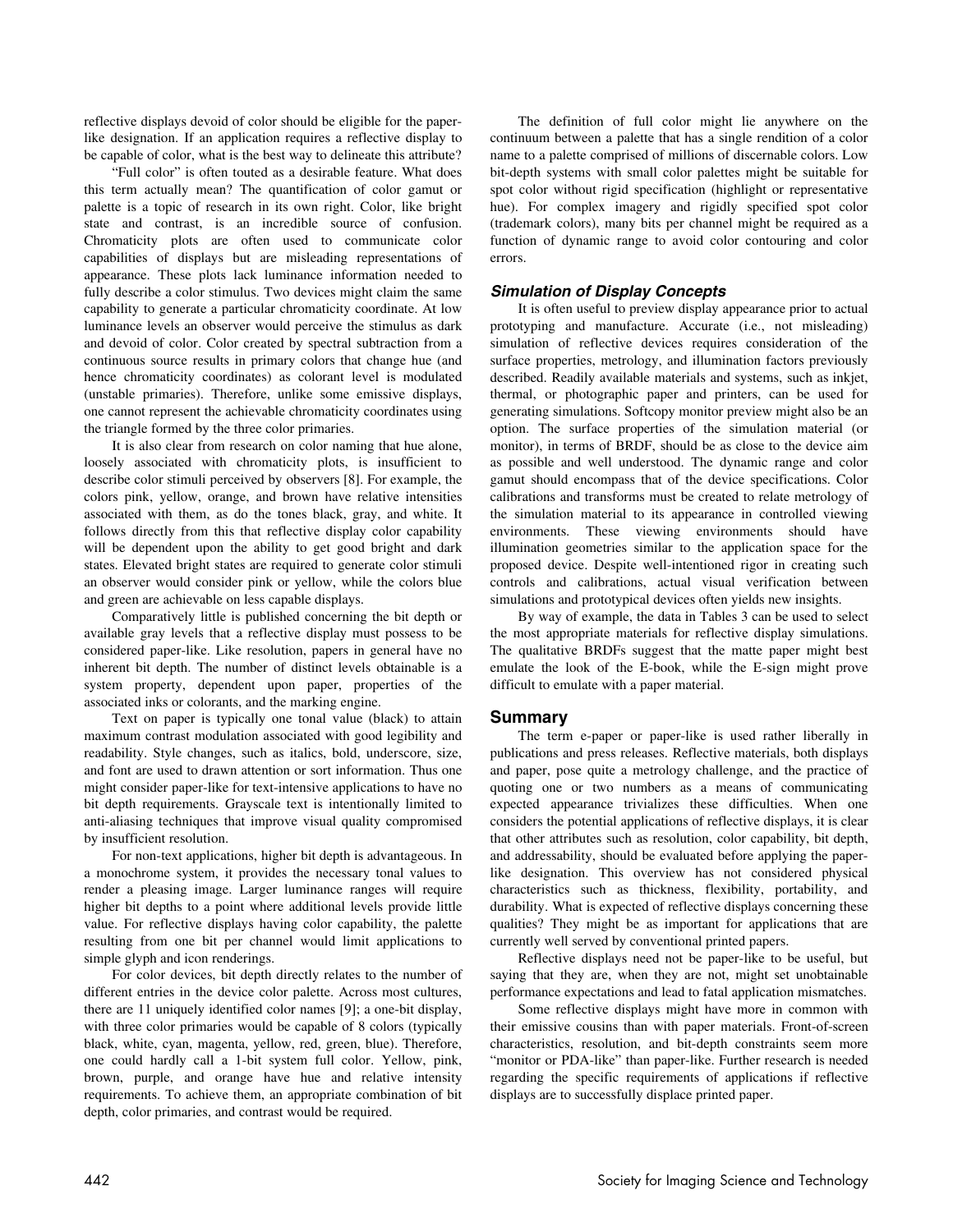reflective displays devoid of color should be eligible for the paper-like designation. If an application requires a reflective display to be capable of color, what is the best way to delineate this attribute?

"Full color" is often touted as a desirable feature. What does this term actually mean? The quantification of color gamut or palette is a topic of research in its own right. Color, like bright state and contrast, is an incredible source of confusion. Chromaticity plots are often used to communicate color capabilities of displays but are misleading representations of appearance. These plots lack luminance information needed to fully describe a color stimulus. Two devices might claim the same capability to generate a particular chromaticity coordinate. At low luminance levels an observer would perceive the stimulus as dark and devoid of color. Color created by spectral subtraction from a continuous source results in primary colors that change hue (and hence chromaticity coordinates) as colorant level is modulated (unstable primaries). Therefore, unlike some emissive displays, one cannot represent the achievable chromaticity coordinates using the triangle formed by the three color primaries.

It is also clear from research on color naming that hue alone, loosely associated with chromaticity plots, is insufficient to describe color stimuli perceived by observers [8]. For example, the colors pink, yellow, orange, and brown have relative intensities associated with them, as do the tones black, gray, and white. It follows directly from this that reflective display color capability will be dependent upon the ability to get good bright and dark states. Elevated bright states are required to generate color stimuli an observer would consider pink or yellow, while the colors blue and green are achievable on less capable displays.

Comparatively little is published concerning the bit depth or available gray levels that a reflective display must possess to be considered paper-like. Like resolution, papers in general have no inherent bit depth. The number of distinct levels obtainable is a system property, dependent upon paper, properties of the associated inks or colorants, and the marking engine.

Text on paper is typically one tonal value (black) to attain maximum contrast modulation associated with good legibility and readability. Style changes, such as italics, bold, underscore, size, and font are used to drawn attention or sort information. Thus one might consider paper-like for text-intensive applications to have no bit depth requirements. Grayscale text is intentionally limited to anti-aliasing techniques that improve visual quality compromised by insufficient resolution.

For non-text applications, higher bit depth is advantageous. In a monochrome system, it provides the necessary tonal values to render a pleasing image. Larger luminance ranges will require higher bit depths to a point where additional levels provide little value. For reflective displays having color capability, the palette resulting from one bit per channel would limit applications to simple glyph and icon renderings.

For color devices, bit depth directly relates to the number of different entries in the device color palette. Across most cultures, there are 11 uniquely identified color names [9]; a one-bit display, with three color primaries would be capable of 8 colors (typically black, white, cyan, magenta, yellow, red, green, blue). Therefore, one could hardly call a 1-bit system full color. Yellow, pink, brown, purple, and orange have hue and relative intensity requirements. To achieve them, an appropriate combination of bit depth, color primaries, and contrast would be required.

The definition of full color might lie anywhere on the continuum between a palette that has a single rendition of a color name to a palette comprised of millions of discernable colors. Low bit-depth systems with small color palettes might be suitable for spot color without rigid specification (highlight or representative hue). For complex imagery and rigidly specified spot color (trademark colors), many bits per channel might be required as a function of dynamic range to avoid color contouring and color errors.

### *Simulation of Display Concepts*

It is often useful to preview display appearance prior to actual prototyping and manufacture. Accurate (i.e., not misleading) simulation of reflective devices requires consideration of the surface properties, metrology, and illumination factors previously described. Readily available materials and systems, such as inkjet, thermal, or photographic paper and printers, can be used for generating simulations. Softcopy monitor preview might also be an option. The surface properties of the simulation material (or monitor), in terms of BRDF, should be as close to the device aim as possible and well understood. The dynamic range and color gamut should encompass that of the device specifications. Color calibrations and transforms must be created to relate metrology of the simulation material to its appearance in controlled viewing environments. These viewing environments should have illumination geometries similar to the application space for the proposed device. Despite well-intentioned rigor in creating such controls and calibrations, actual visual verification between simulations and prototypical devices often yields new insights.

By way of example, the data in Tables 3 can be used to select the most appropriate materials for reflective display simulations. The qualitative BRDFs suggest that the matte paper might best emulate the look of the E-book, while the E-sign might prove difficult to emulate with a paper material.

## Summary

The term e-paper or paper-like is used rather liberally in publications and press releases. Reflective materials, both displays and paper, pose quite a metrology challenge, and the practice of quoting one or two numbers as a means of communicating expected appearance trivializes these difficulties. When one considers the potential applications of reflective displays, it is clear that other attributes such as resolution, color capability, bit depth, and addressability, should be evaluated before applying the paper-like designation. This overview has not considered physical characteristics such as thickness, flexibility, portability, and durability. What is expected of reflective displays concerning these qualities? They might be as important for applications that are currently well served by conventional printed papers.

Reflective displays need not be paper-like to be useful, but saying that they are, when they are not, might set unobtainable performance expectations and lead to fatal application mismatches.

Some reflective displays might have more in common with their emissive cousins than with paper materials. Front-of-screen characteristics, resolution, and bit-depth constraints seem more "monitor or PDA-like" than paper-like. Further research is needed regarding the specific requirements of applications if reflective displays are to successfully displace printed paper.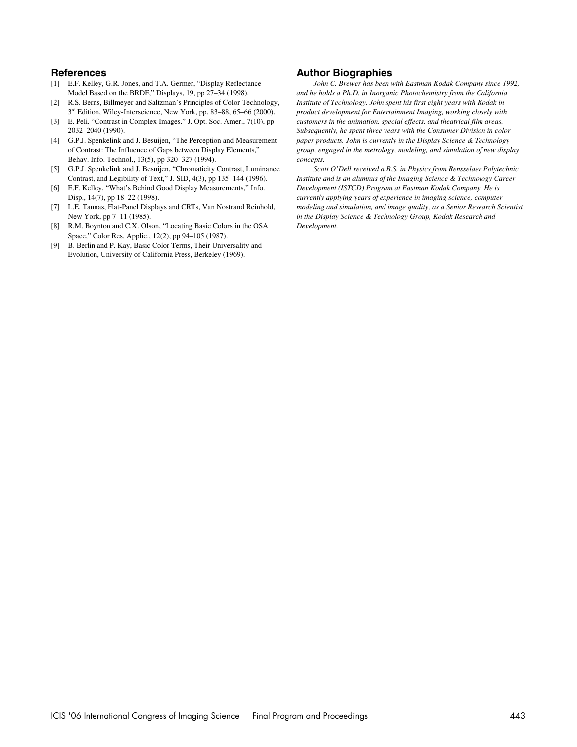## References

[1] E.F. Kelley, G.R. Jones, and T.A. Germer, "Display Reflectance Model Based on the BRDF," Displays, 19, pp 27–34 (1998).

[2] R.S. Berns, Billmeyer and Saltzman's Principles of Color Technology, 3rd Edition, Wiley-Interscience, New York, pp. 83–88, 65–66 (2000).

[3] E. Peli, "Contrast in Complex Images," J. Opt. Soc. Amer., 7(10), pp 2032–2040 (1990).

[4] G.P.J. Spenkelink and J. Besuijen, "The Perception and Measurement of Contrast: The Influence of Gaps between Display Elements," Behav. Info. Technol., 13(5), pp 320–327 (1994).

[5] G.P.J. Spenkelink and J. Besuijen, "Chromaticity Contrast, Luminance Contrast, and Legibility of Text," J. SID, 4(3), pp 135–144 (1996).

[6] E.F. Kelley, "What's Behind Good Display Measurements," Info. Disp., 14(7), pp 18–22 (1998).

[7] L.E. Tannas, Flat-Panel Displays and CRTs, Van Nostrand Reinhold, New York, pp 7–11 (1985).

[8] R.M. Boynton and C.X. Olson, "Locating Basic Colors in the OSA Space," Color Res. Applic., 12(2), pp 94–105 (1987).

[9] B. Berlin and P. Kay, Basic Color Terms, Their Universality and Evolution, University of California Press, Berkeley (1969).

## Author Biographies

*John C. Brewer has been with Eastman Kodak Company since 1992, and he holds a Ph.D. in Inorganic Photochemistry from the California Institute of Technology. John spent his first eight years with Kodak in product development for Entertainment Imaging, working closely with customers in the animation, special effects, and theatrical film areas. Subsequently, he spent three years with the Consumer Division in color paper products. John is currently in the Display Science & Technology group, engaged in the metrology, modeling, and simulation of new display concepts.*

*Scott O'Dell received a B.S. in Physics from Rensselaer Polytechnic Institute and is an alumnus of the Imaging Science & Technology Career Development (ISTCD) Program at Eastman Kodak Company. He is currently applying years of experience in imaging science, computer modeling and simulation, and image quality, as a Senior Research Scientist in the Display Science & Technology Group, Kodak Research and Development.*